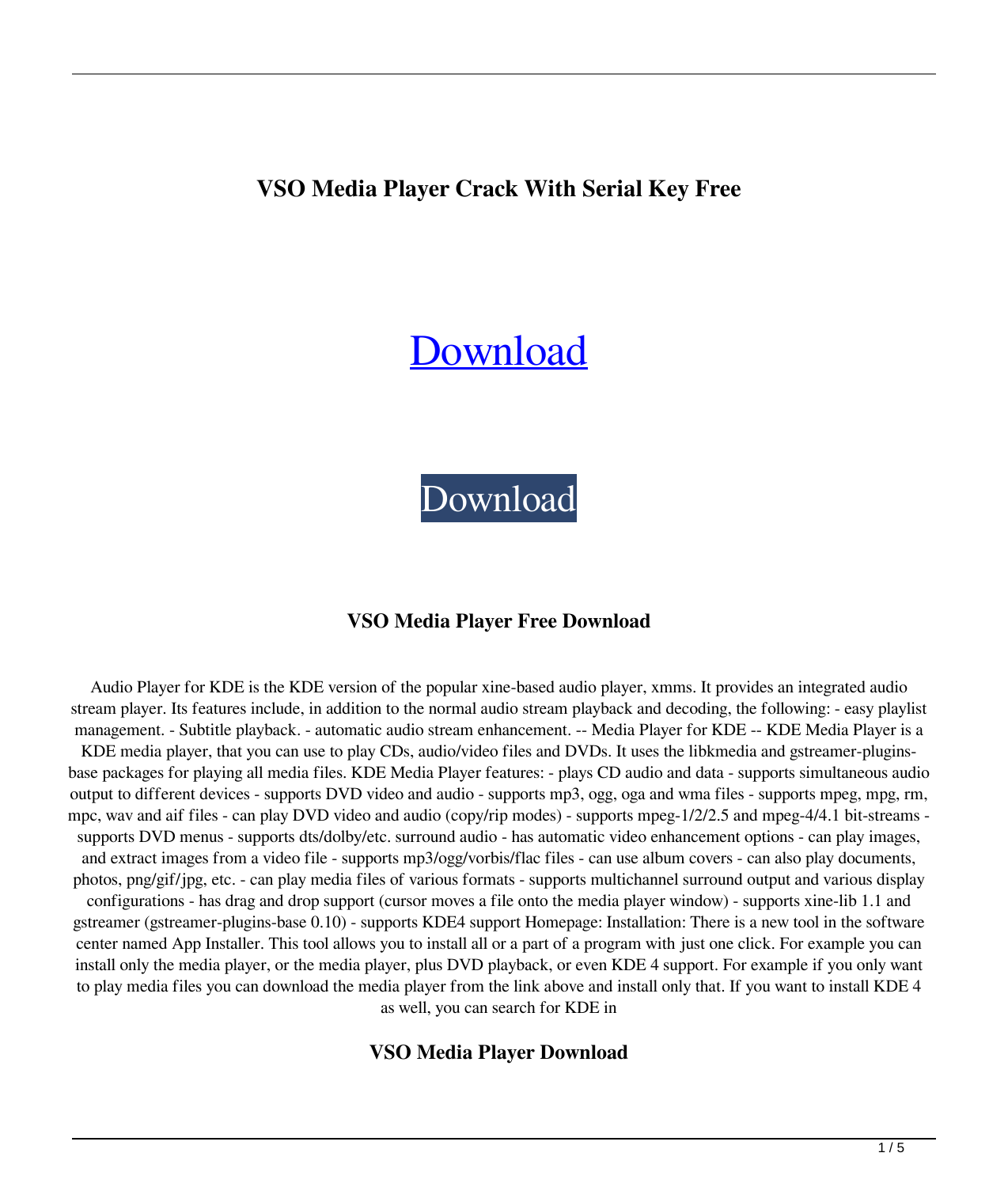**VSO Media Player Crack With Serial Key Free**

[Download](#)

Download

### VSO Media Player Free Download

Audio Player for KDE is the KDE version of the popular xine-based audio player, xmms. It provides an integrated audio stream player. Its features include, in addition to the normal audio stream playback and decoding, the following: - easy playlist management. - Subtitle playback. - automatic audio stream enhancement. -- Media Player for KDE -- KDE Media Player is a KDE media player, that you can use to play CDs, audio/video files and DVDs. It uses the libkmedia and gstreamer-plugins-base packages for playing all media files. KDE Media Player features: - plays CD audio and data - supports simultaneous audio output to different devices - supports DVD video and audio - supports mp3, ogg, oga and wma files - supports mpeg, mpg, rm, mpc, wav and aif files - can play DVD video and audio (copy/rip modes) - supports mpeg-1/2/2.5 and mpeg-4/4.1 bit-streams - supports DVD menus - supports dts/dolby/etc. surround audio - has automatic video enhancement options - can play images, and extract images from a video file - supports mp3/ogg/vorbis/flac files - can use album covers - can also play documents, photos, png/gif/jpg, etc. - can play media files of various formats - supports multichannel surround output and various display configurations - has drag and drop support (cursor moves a file onto the media player window) - supports xine-lib 1.1 and gstreamer (gstreamer-plugins-base 0.10) - supports KDE4 support Homepage: Installation: There is a new tool in the software center named App Installer. This tool allows you to install all or a part of a program with just one click. For example you can install only the media player, or the media player, plus DVD playback, or even KDE 4 support. For example if you only want to play media files you can download the media player from the link above and install only that. If you want to install KDE 4 as well, you can search for KDE in

### VSO Media Player Download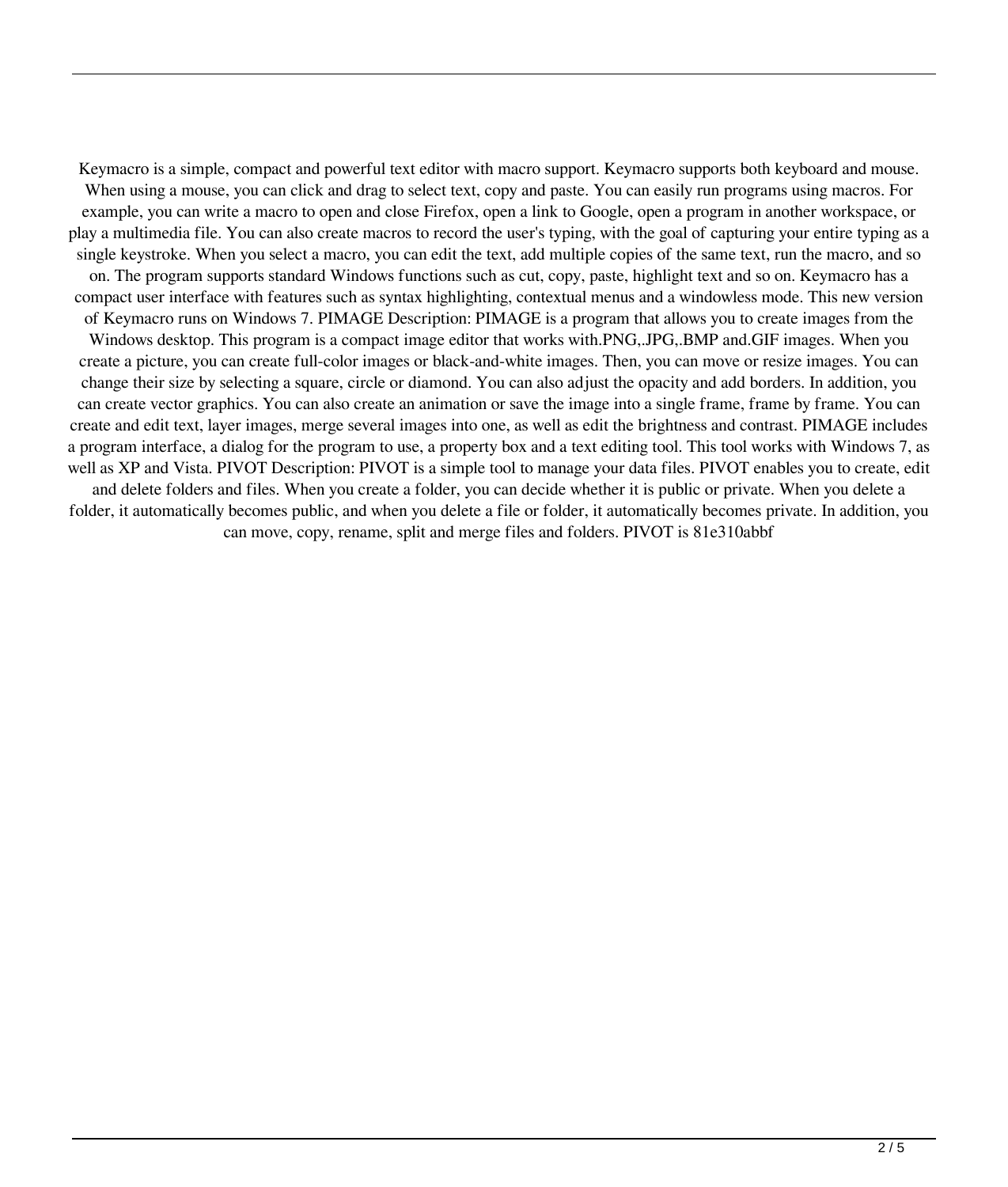Keymacro is a simple, compact and powerful text editor with macro support. Keymacro supports both keyboard and mouse. When using a mouse, you can click and drag to select text, copy and paste. You can easily run programs using macros. For example, you can write a macro to open and close Firefox, open a link to Google, open a program in another workspace, or play a multimedia file. You can also create macros to record the user's typing, with the goal of capturing your entire typing as a single keystroke. When you select a macro, you can edit the text, add multiple copies of the same text, run the macro, and so on. The program supports standard Windows functions such as cut, copy, paste, highlight text and so on. Keymacro has a compact user interface with features such as syntax highlighting, contextual menus and a windowless mode. This new version of Keymacro runs on Windows 7. PIMAGE Description: PIMAGE is a program that allows you to create images from the Windows desktop. This program is a compact image editor that works with.PNG,.JPG,.BMP and.GIF images. When you create a picture, you can create full-color images or black-and-white images. Then, you can move or resize images. You can change their size by selecting a square, circle or diamond. You can also adjust the opacity and add borders. In addition, you can create vector graphics. You can also create an animation or save the image into a single frame, frame by frame. You can create and edit text, layer images, merge several images into one, as well as edit the brightness and contrast. PIMAGE includes a program interface, a dialog for the program to use, a property box and a text editing tool. This tool works with Windows 7, as well as XP and Vista. PIVOT Description: PIVOT is a simple tool to manage your data files. PIVOT enables you to create, edit and delete folders and files. When you create a folder, you can decide whether it is public or private. When you delete a folder, it automatically becomes public, and when you delete a file or folder, it automatically becomes private. In addition, you can move, copy, rename, split and merge files and folders. PIVOT is 81e310abbf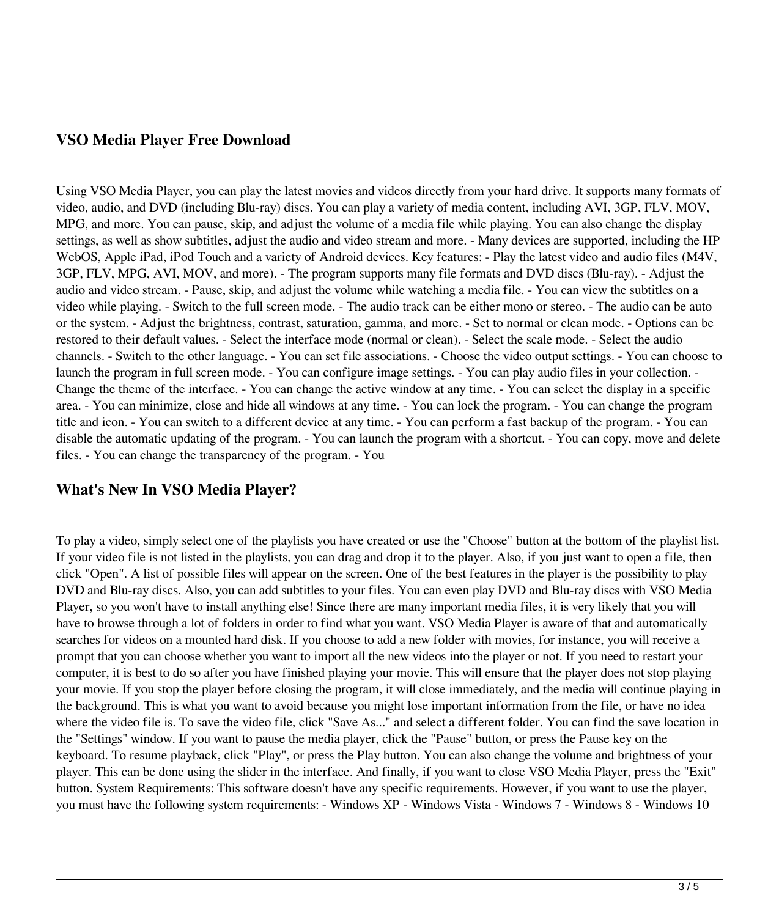## VSO Media Player Free Download

Using VSO Media Player, you can play the latest movies and videos directly from your hard drive. It supports many formats of video, audio, and DVD (including Blu-ray) discs. You can play a variety of media content, including AVI, 3GP, FLV, MOV, MPG, and more. You can pause, skip, and adjust the volume of a media file while playing. You can also change the display settings, as well as show subtitles, adjust the audio and video stream and more. - Many devices are supported, including the HP WebOS, Apple iPad, iPod Touch and a variety of Android devices. Key features: - Play the latest video and audio files (M4V, 3GP, FLV, MPG, AVI, MOV, and more). - The program supports many file formats and DVD discs (Blu-ray). - Adjust the audio and video stream. - Pause, skip, and adjust the volume while watching a media file. - You can view the subtitles on a video while playing. - Switch to the full screen mode. - The audio track can be either mono or stereo. - The audio can be auto or the system. - Adjust the brightness, contrast, saturation, gamma, and more. - Set to normal or clean mode. - Options can be restored to their default values. - Select the interface mode (normal or clean). - Select the scale mode. - Select the audio channels. - Switch to the other language. - You can set file associations. - Choose the video output settings. - You can choose to launch the program in full screen mode. - You can configure image settings. - You can play audio files in your collection. - Change the theme of the interface. - You can change the active window at any time. - You can select the display in a specific area. - You can minimize, close and hide all windows at any time. - You can lock the program. - You can change the program title and icon. - You can switch to a different device at any time. - You can perform a fast backup of the program. - You can disable the automatic updating of the program. - You can launch the program with a shortcut. - You can copy, move and delete files. - You can change the transparency of the program. - You

## What's New In VSO Media Player?

To play a video, simply select one of the playlists you have created or use the "Choose" button at the bottom of the playlist list. If your video file is not listed in the playlists, you can drag and drop it to the player. Also, if you just want to open a file, then click "Open". A list of possible files will appear on the screen. One of the best features in the player is the possibility to play DVD and Blu-ray discs. Also, you can add subtitles to your files. You can even play DVD and Blu-ray discs with VSO Media Player, so you won't have to install anything else! Since there are many important media files, it is very likely that you will have to browse through a lot of folders in order to find what you want. VSO Media Player is aware of that and automatically searches for videos on a mounted hard disk. If you choose to add a new folder with movies, for instance, you will receive a prompt that you can choose whether you want to import all the new videos into the player or not. If you need to restart your computer, it is best to do so after you have finished playing your movie. This will ensure that the player does not stop playing your movie. If you stop the player before closing the program, it will close immediately, and the media will continue playing in the background. This is what you want to avoid because you might lose important information from the file, or have no idea where the video file is. To save the video file, click "Save As..." and select a different folder. You can find the save location in the "Settings" window. If you want to pause the media player, click the "Pause" button, or press the Pause key on the keyboard. To resume playback, click "Play", or press the Play button. You can also change the volume and brightness of your player. This can be done using the slider in the interface. And finally, if you want to close VSO Media Player, press the "Exit" button. System Requirements: This software doesn't have any specific requirements. However, if you want to use the player, you must have the following system requirements: - Windows XP - Windows Vista - Windows 7 - Windows 8 - Windows 10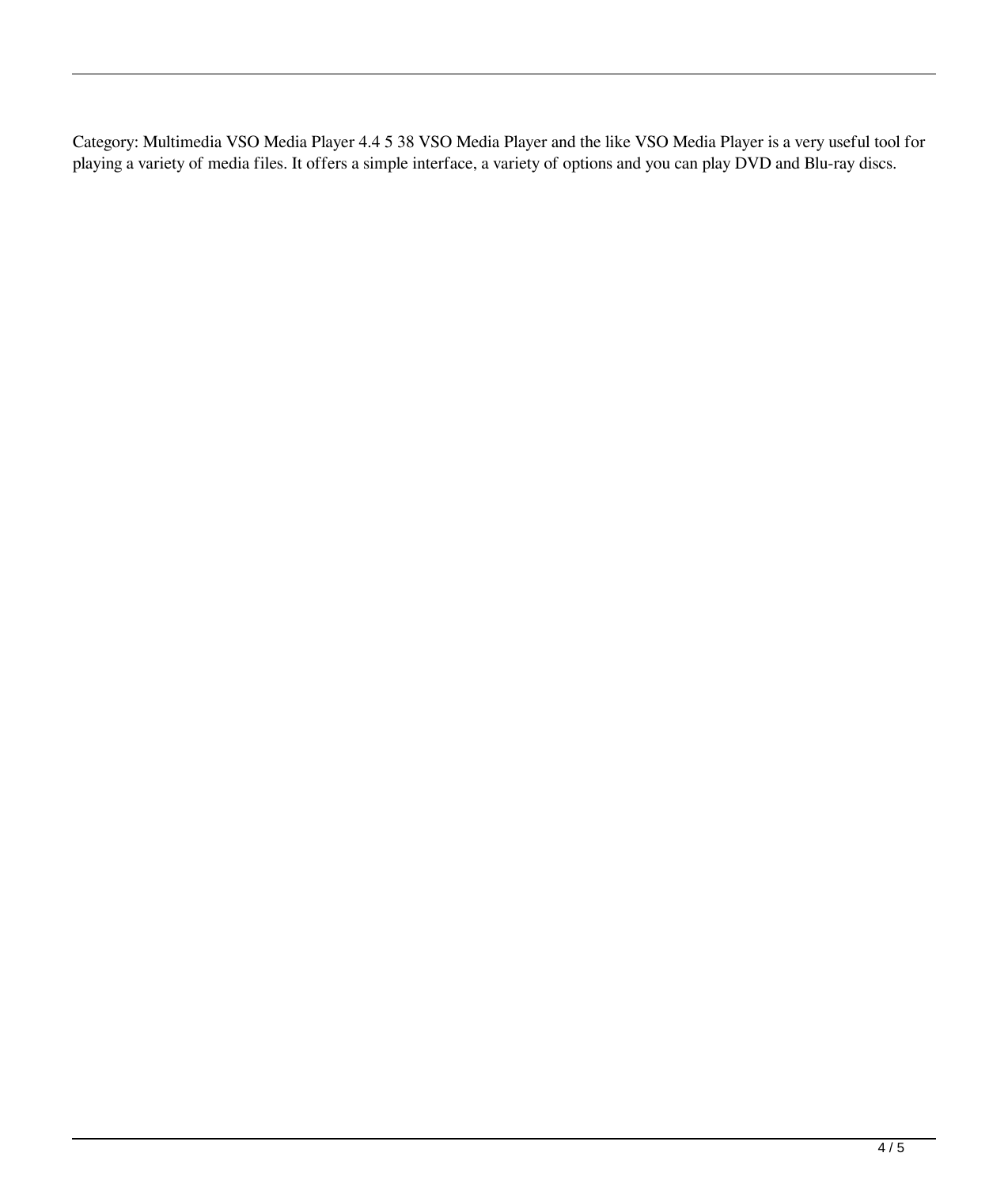Category: Multimedia VSO Media Player 4.4 5 38 VSO Media Player and the like VSO Media Player is a very useful tool for playing a variety of media files. It offers a simple interface, a variety of options and you can play DVD and Blu-ray discs.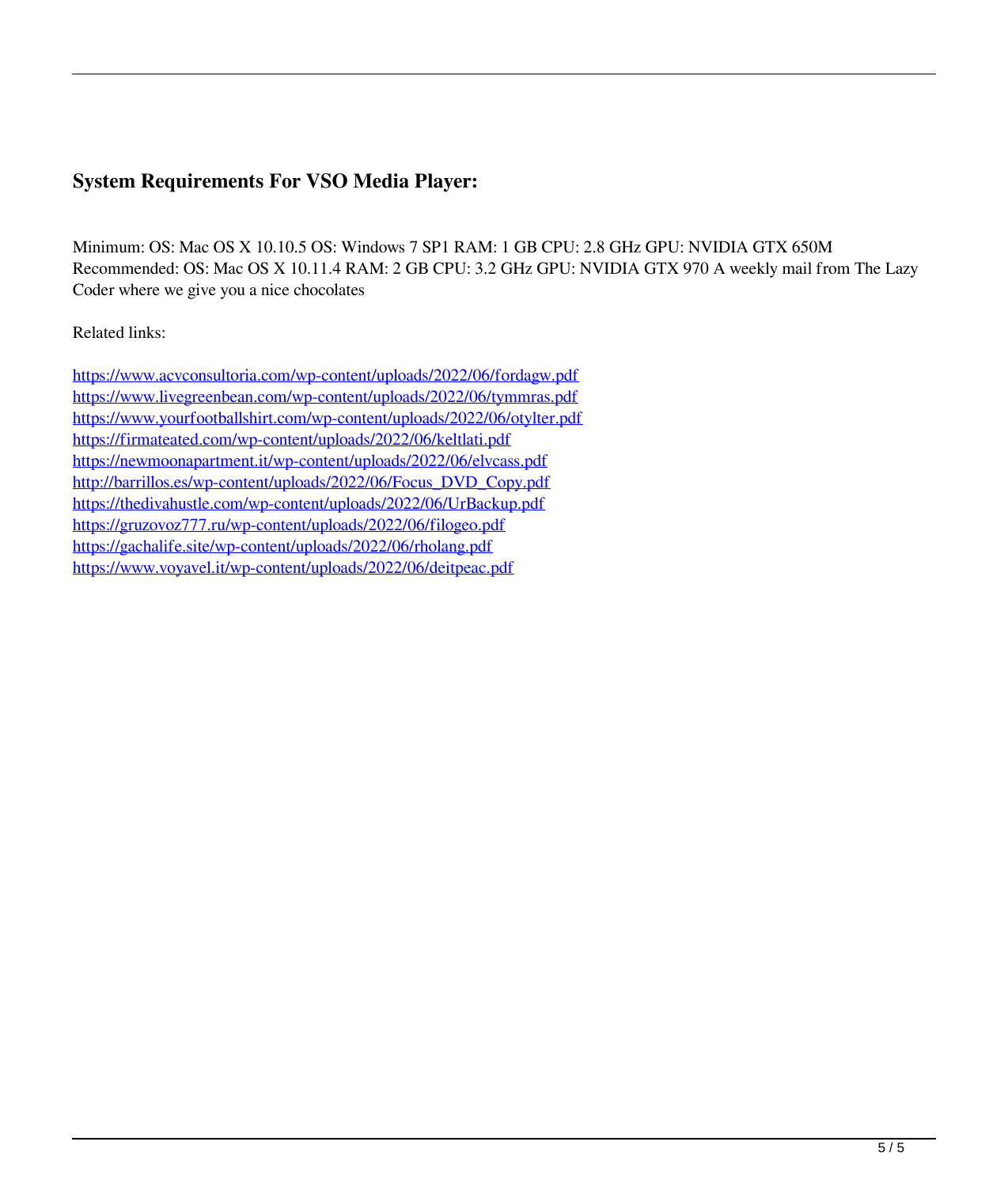## System Requirements For VSO Media Player:

Minimum: OS: Mac OS X 10.10.5 OS: Windows 7 SP1 RAM: 1 GB CPU: 2.8 GHz GPU: NVIDIA GTX 650M Recommended: OS: Mac OS X 10.11.4 RAM: 2 GB CPU: 3.2 GHz GPU: NVIDIA GTX 970 A weekly mail from The Lazy Coder where we give you a nice chocolates

Related links:

https://www.acvconsultoria.com/wp-content/uploads/2022/06/fordagw.pdf
https://www.livegreenbean.com/wp-content/uploads/2022/06/tymmras.pdf
https://www.yourfootballshirt.com/wp-content/uploads/2022/06/otylter.pdf
https://firmateated.com/wp-content/uploads/2022/06/keltlati.pdf
https://newmoonapartment.it/wp-content/uploads/2022/06/elvcass.pdf
http://barrillos.es/wp-content/uploads/2022/06/Focus_DVD_Copy.pdf
https://thedivahustle.com/wp-content/uploads/2022/06/UrBackup.pdf
https://gruzovoz777.ru/wp-content/uploads/2022/06/filogeo.pdf
https://gachalife.site/wp-content/uploads/2022/06/rholang.pdf
https://www.voyavel.it/wp-content/uploads/2022/06/deitpeac.pdf